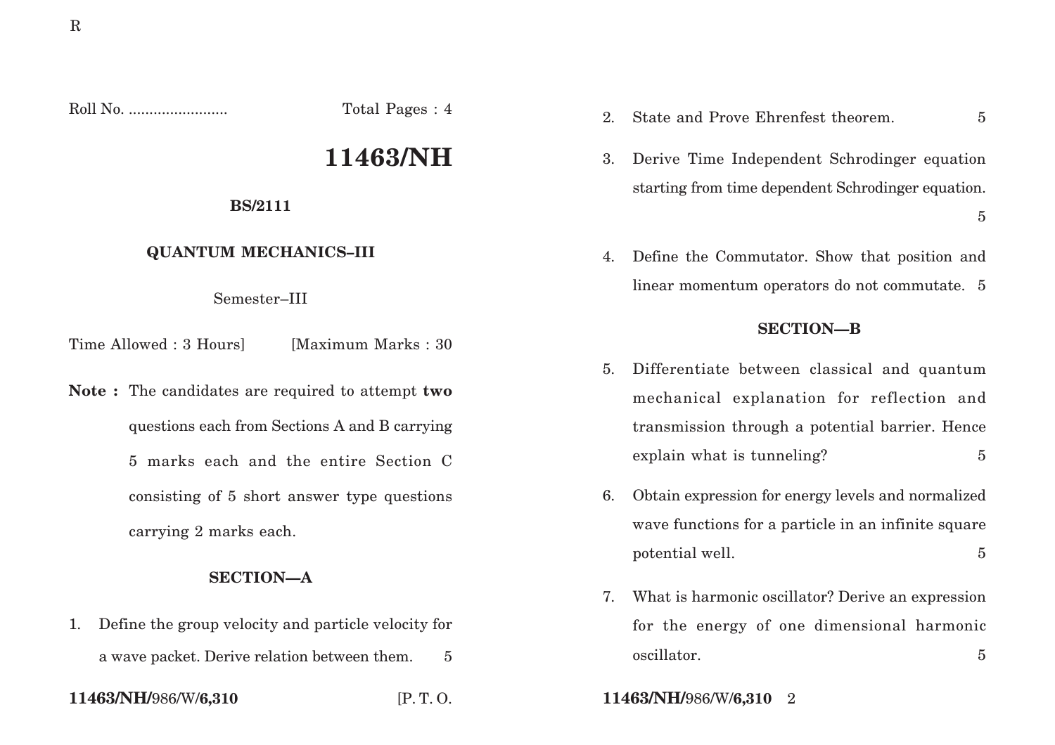Roll No. ........................ Total Pages : 4

# 11463/NH

**BS/2111**

## QUANTUM MECHANICS–III

Semester–III

Time Allowed : 3 Hours] [Maximum Marks : 30

**Note :** The candidates are required to attempt **two** questions each from Sections A and B carrying 5 marks each and the entire Section C consisting of 5 short answer type questions carrying 2 marks each.

### SECTION—A

1. Define the group velocity and particle velocity for a wave packet. Derive relation between them. 5

2. State and Prove Ehrenfest theorem. 5

3. Derive Time Independent Schrodinger equation starting from time dependent Schrodinger equation. 5

4. Define the Commutator. Show that position and linear momentum operators do not commutate. 5

### SECTION—B

5. Differentiate between classical and quantum mechanical explanation for reflection and transmission through a potential barrier. Hence explain what is tunneling? 5

6. Obtain expression for energy levels and normalized wave functions for a particle in an infinite square potential well. 5

7. What is harmonic oscillator? Derive an expression for the energy of one dimensional harmonic oscillator. 5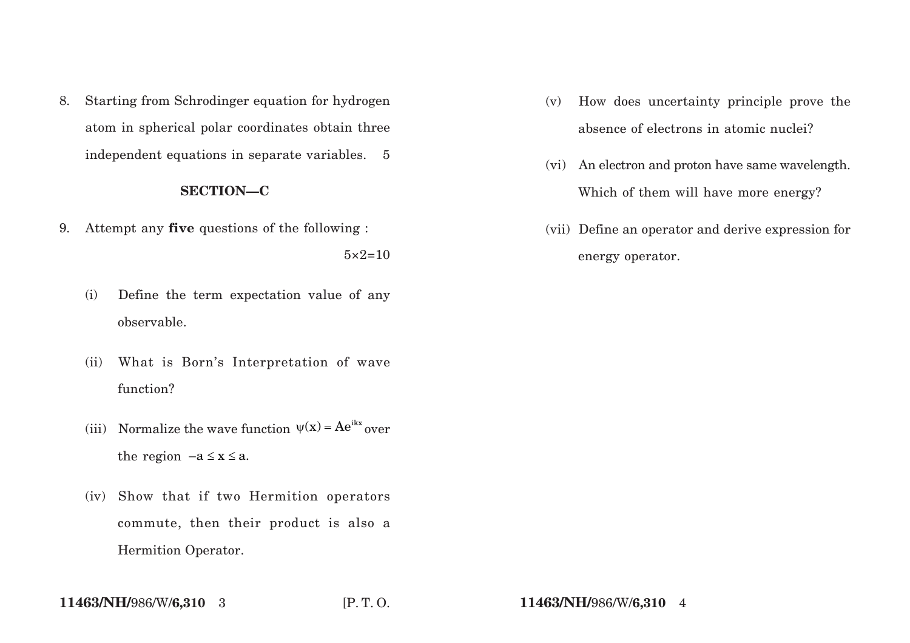8. Starting from Schrodinger equation for hydrogen atom in spherical polar coordinates obtain three independent equations in separate variables. 5

## SECTION—C

9. Attempt any **five** questions of the following : 5×2=10

   (i) Define the term expectation value of any observable.

   (ii) What is Born's Interpretation of wave function?

   (iii) Normalize the wave function $\psi(x) = Ae^{ikx}$ over the region $-a \le x \le a$.

   (iv) Show that if two Hermition operators commute, then their product is also a Hermition Operator.

   (v) How does uncertainty principle prove the absence of electrons in atomic nuclei?

   (vi) An electron and proton have same wavelength. Which of them will have more energy?

   (vii) Define an operator and derive expression for energy operator.